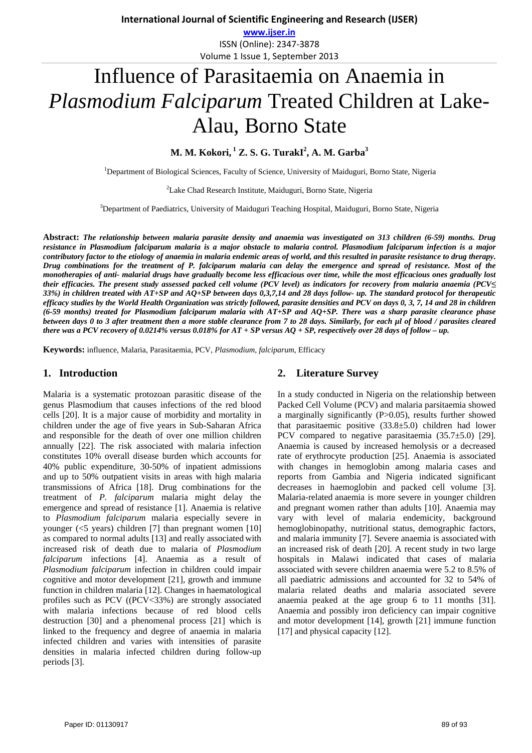# Influence of Parasitaemia on Anaemia in *Plasmodium Falciparum* Treated Children at Lake-Alau, Borno State

**M. M. Kokori, [1] Z. S. G. TurakI[2], A. M. Garba[3]**

[1]Department of Biological Sciences, Faculty of Science, University of Maiduguri, Borno State, Nigeria

[2]Lake Chad Research Institute, Maiduguri, Borno State, Nigeria

[3]Department of Paediatrics, University of Maiduguri Teaching Hospital, Maiduguri, Borno State, Nigeria

**Abstract:** ***The relationship between malaria parasite density and anaemia was investigated on 313 children (6-59) months. Drug resistance in Plasmodium falciparum malaria is a major obstacle to malaria control. Plasmodium falciparum infection is a major contributory factor to the etiology of anaemia in malaria endemic areas of world, and this resulted in parasite resistance to drug therapy. Drug combinations for the treatment of P. falciparum malaria can delay the emergence and spread of resistance. Most of the monotherapies of anti- malarial drugs have gradually become less efficacious over time, while the most efficacious ones gradually lost their efficacies. The present study assessed packed cell volume (PCV level) as indicators for recovery from malaria anaemia (PCV≤ 33%) in children treated with AT+SP and AQ+SP between days 0,3,7,14 and 28 days follow- up. The standard protocol for therapeutic efficacy studies by the World Health Organization was strictly followed, parasite densities and PCV on days 0, 3, 7, 14 and 28 in children (6-59 months) treated for Plasmodium falciparum malaria with AT+SP and AQ+SP. There was a sharp parasite clearance phase between days 0 to 3 after treatment then a more stable clearance from 7 to 28 days. Similarly, for each µl of blood / parasites cleared there was a PCV recovery of 0.0214% versus 0.018% for AT + SP versus AQ + SP, respectively over 28 days of follow – up.***

**Keywords:** influence, Malaria, Parasitaemia, PCV, *Plasmodium, falciparum,* Efficacy

## 1. Introduction

Malaria is a systematic protozoan parasitic disease of the genus Plasmodium that causes infections of the red blood cells [20]. It is a major cause of morbidity and mortality in children under the age of five years in Sub-Saharan Africa and responsible for the death of over one million children annually [22]. The risk associated with malaria infection constitutes 10% overall disease burden which accounts for 40% public expenditure, 30-50% of inpatient admissions and up to 50% outpatient visits in areas with high malaria transmissions of Africa [18]. Drug combinations for the treatment of *P. falciparum* malaria might delay the emergence and spread of resistance [1]. Anaemia is relative to *Plasmodium falciparum* malaria especially severe in younger (<5 years) children [7] than pregnant women [10] as compared to normal adults [13] and really associated with increased risk of death due to malaria of *Plasmodium falciparum* infections [4]. Anaemia as a result of *Plasmodium falciparum* infection in children could impair cognitive and motor development [21], growth and immune function in children malaria [12]. Changes in haematological profiles such as PCV ((PCV<33%) are strongly associated with malaria infections because of red blood cells destruction [30] and a phenomenal process [21] which is linked to the frequency and degree of anaemia in malaria infected children and varies with intensities of parasite densities in malaria infected children during follow-up periods [3].

## 2. Literature Survey

In a study conducted in Nigeria on the relationship between Packed Cell Volume (PCV) and malaria parsitaemia showed a marginally significantly (P>0.05), results further showed that parasitaemic positive (33.8±5.0) children had lower PCV compared to negative parasitaemia (35.7±5.0) [29]. Anaemia is caused by increased hemolysis or a decreased rate of erythrocyte production [25]. Anaemia is associated with changes in hemoglobin among malaria cases and reports from Gambia and Nigeria indicated significant decreases in haemoglobin and packed cell volume [3]. Malaria-related anaemia is more severe in younger children and pregnant women rather than adults [10]. Anaemia may vary with level of malaria endemicity, background hemoglobinopathy, nutritional status, demographic factors, and malaria immunity [7]. Severe anaemia is associated with an increased risk of death [20]. A recent study in two large hospitals in Malawi indicated that cases of malaria associated with severe children anaemia were 5.2 to 8.5% of all paediatric admissions and accounted for 32 to 54% of malaria related deaths and malaria associated severe anaemia peaked at the age group 6 to 11 months [31]. Anaemia and possibly iron deficiency can impair cognitive and motor development [14], growth [21] immune function [17] and physical capacity [12].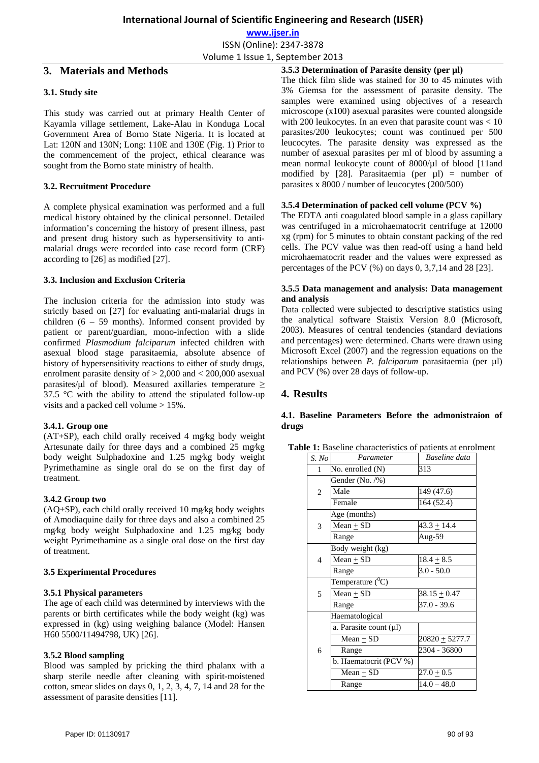## 3. Materials and Methods

### 3.1. Study site

This study was carried out at primary Health Center of Kayamla village settlement, Lake-Alau in Konduga Local Government Area of Borno State Nigeria. It is located at Lat: 120N and 130N; Long: 110E and 130E (Fig. 1) Prior to the commencement of the project, ethical clearance was sought from the Borno state ministry of health.

### 3.2. Recruitment Procedure

A complete physical examination was performed and a full medical history obtained by the clinical personnel. Detailed information's concerning the history of present illness, past and present drug history such as hypersensitivity to anti-malarial drugs were recorded into case record form (CRF) according to [26] as modified [27].

### 3.3. Inclusion and Exclusion Criteria

The inclusion criteria for the admission into study was strictly based on [27] for evaluating anti-malarial drugs in children (6 – 59 months). Informed consent provided by patient or parent/guardian, mono-infection with a slide confirmed *Plasmodium falciparum* infected children with asexual blood stage parasitaemia, absolute absence of history of hypersensitivity reactions to either of study drugs, enrolment parasite density of > 2,000 and < 200,000 asexual parasites/µl of blood). Measured axillaries temperature ≥ 37.5 °C with the ability to attend the stipulated follow-up visits and a packed cell volume > 15%.

#### 3.4.1. Group one

(AT+SP), each child orally received 4 mg⁄kg body weight Artesunate daily for three days and a combined 25 mg⁄kg body weight Sulphadoxine and 1.25 mg⁄kg body weight Pyrimethamine as single oral do se on the first day of treatment.

#### 3.4.2 Group two

(AQ+SP), each child orally received 10 mg⁄kg body weights of Amodiaquine daily for three days and also a combined 25 mg⁄kg body weight Sulphadoxine and 1.25 mg⁄kg body weight Pyrimethamine as a single oral dose on the first day of treatment.

### 3.5 Experimental Procedures

#### 3.5.1 Physical parameters

The age of each child was determined by interviews with the parents or birth certificates while the body weight (kg) was expressed in (kg) using weighing balance (Model: Hansen H60 5500/11494798, UK) [26].

#### 3.5.2 Blood sampling

Blood was sampled by pricking the third phalanx with a sharp sterile needle after cleaning with spirit-moistened cotton, smear slides on days 0, 1, 2, 3, 4, 7, 14 and 28 for the assessment of parasite densities [11].

#### 3.5.3 Determination of Parasite density (per µl)

The thick film slide was stained for 30 to 45 minutes with 3% Giemsa for the assessment of parasite density. The samples were examined using objectives of a research microscope (x100) asexual parasites were counted alongside with 200 leukocytes. In an even that parasite count was < 10 parasites/200 leukocytes; count was continued per 500 leucocytes. The parasite density was expressed as the number of asexual parasites per ml of blood by assuming a mean normal leukocyte count of 8000/µl of blood [11and modified by [28]. Parasitaemia (per µl) = number of parasites x 8000 / number of leucocytes (200/500)

#### 3.5.4 Determination of packed cell volume (PCV %)

The EDTA anti coagulated blood sample in a glass capillary was centrifuged in a microhaematocrit centrifuge at 12000 xg (rpm) for 5 minutes to obtain constant packing of the red cells. The PCV value was then read-off using a hand held microhaematocrit reader and the values were expressed as percentages of the PCV (%) on days 0, 3,7,14 and 28 [23].

#### 3.5.5 Data management and analysis: Data management and analysis

Data collected were subjected to descriptive statistics using the analytical software Staistix Version 8.0 (Microsft, 2003). Measures of central tendencies (standard deviations and percentages) were determined. Charts were drawn using Microsoft Excel (2007) and the regression equations on the relationships between *P. falciparum* parasitaemia (per µl) and PCV (%) over 28 days of follow-up.

## 4. Results

### 4.1. Baseline Parameters Before the admonistraion of drugs

**Table 1:** Baseline characteristics of patients at enrolment

| *S. No* | *Parameter* | *Baseline data* |
|---|---|---|
| 1 | No. enrolled (N) | 313 |
| 2 | Gender (No. /%) | |
| | Male | 149 (47.6) |
| | Female | 164 (52.4) |
| 3 | Age (months) | |
| | Mean ± SD | 43.3 ± 14.4 |
| | Range | Aug-59 |
| 4 | Body weight (kg) | |
| | Mean ± SD | 18.4 ± 8.5 |
| | Range | 3.0 - 50.0 |
| 5 | Temperature ($^0$C) | |
| | Mean ± SD | 38.15 ± 0.47 |
| | Range | 37.0 - 39.6 |
| 6 | Haematological | |
| | a. Parasite count (µl) | |
| | Mean ± SD | 20820 ± 5277.7 |
| | Range | 2304 - 36800 |
| | b. Haematocrit (PCV %) | |
| | Mean ± SD | 27.0 ± 0.5 |
| | Range | 14.0 – 48.0 |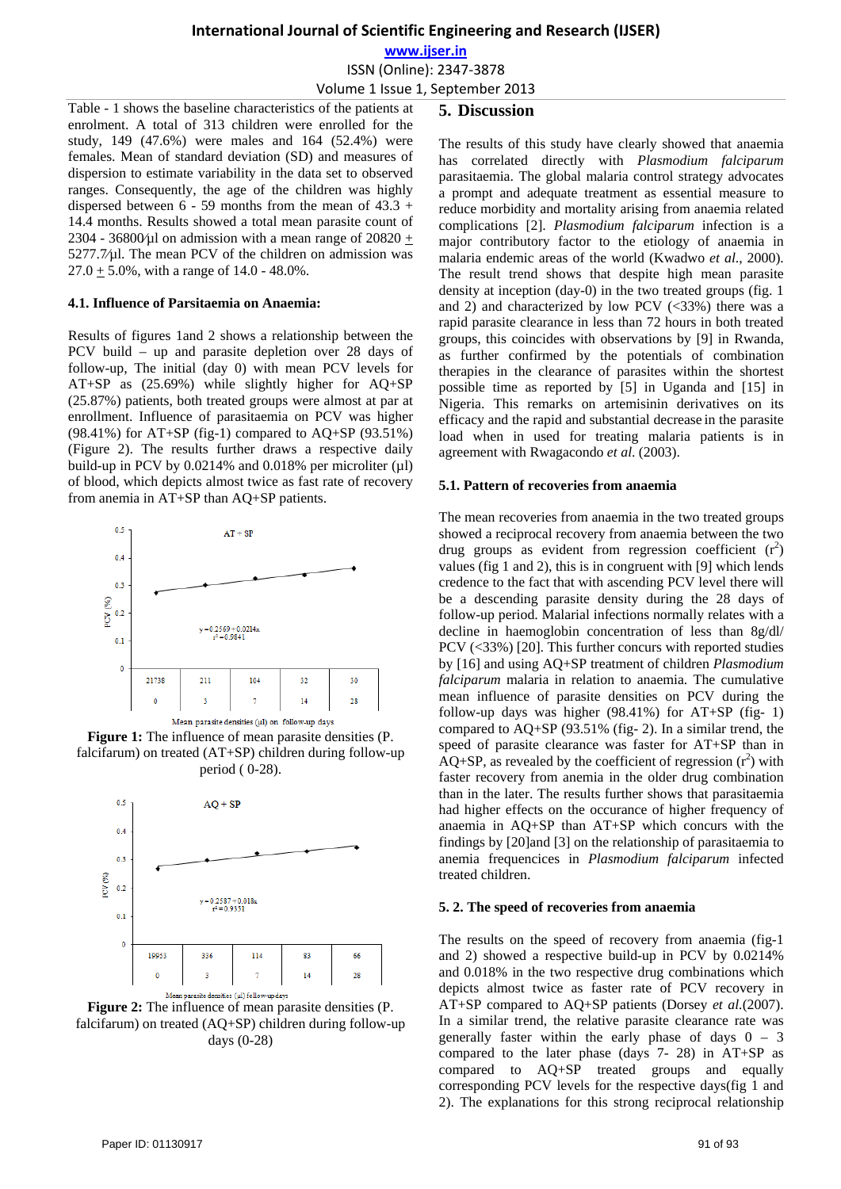Table - 1 shows the baseline characteristics of the patients at enrolment. A total of 313 children were enrolled for the study, 149 (47.6%) were males and 164 (52.4%) were females. Mean of standard deviation (SD) and measures of dispersion to estimate variability in the data set to observed ranges. Consequently, the age of the children was highly dispersed between 6 - 59 months from the mean of 43.3 + 14.4 months. Results showed a total mean parasite count of 2304 - 36800/µl on admission with a mean range of 20820 + 5277.7/µl. The mean PCV of the children on admission was 27.0 + 5.0%, with a range of 14.0 - 48.0%.

### 4.1. Influence of Parsitaemia on Anaemia:

Results of figures 1and 2 shows a relationship between the PCV build – up and parasite depletion over 28 days of follow-up, The initial (day 0) with mean PCV levels for AT+SP as (25.69%) while slightly higher for AQ+SP (25.87%) patients, both treated groups were almost at par at enrollment. Influence of parasitaemia on PCV was higher (98.41%) for AT+SP (fig-1) compared to AQ+SP (93.51%) (Figure 2). The results further draws a respective daily build-up in PCV by 0.0214% and 0.018% per microliter (µl) of blood, which depicts almost twice as fast rate of recovery from anemia in AT+SP than AQ+SP patients.

AT + SP

$y = 0.2569 + 0.0214x$
$r^2 = 0.9841$

| Mean parasite densities (µl) | 21738 | 211 | 104 | 32 | 30 |
|---|---|---|---|---|---|
| Follow-up days | 0 | 3 | 7 | 14 | 28 |

**Figure 1:** The influence of mean parasite densities (P. falcifarum) on treated (AT+SP) children during follow-up period ( 0-28).

AQ + SP

$y = 0.2587 + 0.018x$
$r^2 = 0.9351$

| Mean parasite densities (µl) | 19953 | 336 | 114 | 83 | 66 |
|---|---|---|---|---|---|
| Follow-up days | 0 | 3 | 7 | 14 | 28 |

**Figure 2:** The influence of mean parasite densities (P. falcifarum) on treated (AQ+SP) children during follow-up days (0-28)

## 5. Discussion

The results of this study have clearly showed that anaemia has correlated directly with *Plasmodium falciparum* parasitaemia. The global malaria control strategy advocates a prompt and adequate treatment as essential measure to reduce morbidity and mortality arising from anaemia related complications [2]. *Plasmodium falciparum* infection is a major contributory factor to the etiology of anaemia in malaria endemic areas of the world (Kwadwo *et al*., 2000). The result trend shows that despite high mean parasite density at inception (day-0) in the two treated groups (fig. 1 and 2) and characterized by low PCV (<33%) there was a rapid parasite clearance in less than 72 hours in both treated groups, this coincides with observations by [9] in Rwanda, as further confirmed by the potentials of combination therapies in the clearance of parasites within the shortest possible time as reported by [5] in Uganda and [15] in Nigeria. This remarks on artemisinin derivatives on its efficacy and the rapid and substantial decrease in the parasite load when in used for treating malaria patients is in agreement with Rwagacondo *et al.* (2003).

### 5.1. Pattern of recoveries from anaemia

The mean recoveries from anaemia in the two treated groups showed a reciprocal recovery from anaemia between the two drug groups as evident from regression coefficient ($r^2$) values (fig 1 and 2), this is in congruent with [9] which lends credence to the fact that with ascending PCV level there will be a descending parasite density during the 28 days of follow-up period. Malarial infections normally relates with a decline in haemoglobin concentration of less than 8g/dl/ PCV (<33%) [20]. This further concurs with reported studies by [16] and using AQ+SP treatment of children *Plasmodium falciparum* malaria in relation to anaemia. The cumulative mean influence of parasite densities on PCV during the follow-up days was higher (98.41%) for AT+SP (fig- 1) compared to AQ+SP (93.51% (fig- 2). In a similar trend, the speed of parasite clearance was faster for AT+SP than in AQ+SP, as revealed by the coefficient of regression ($r^2$) with faster recovery from anemia in the older drug combination than in the later. The results further shows that parasitaemia had higher effects on the occurance of higher frequency of anaemia in AQ+SP than AT+SP which concurs with the findings by [20]and [3] on the relationship of parasitaemia to anemia frequencices in *Plasmodium falciparum* infected treated children.

### 5. 2. The speed of recoveries from anaemia

The results on the speed of recovery from anaemia (fig-1 and 2) showed a respective build-up in PCV by 0.0214% and 0.018% in the two respective drug combinations which depicts almost twice as faster rate of PCV recovery in AT+SP compared to AQ+SP patients (Dorsey *et al.*(2007). In a similar trend, the relative parasite clearance rate was generally faster within the early phase of days 0 – 3 compared to the later phase (days 7- 28) in AT+SP as compared to AQ+SP treated groups and equally corresponding PCV levels for the respective days(fig 1 and 2). The explanations for this strong reciprocal relationship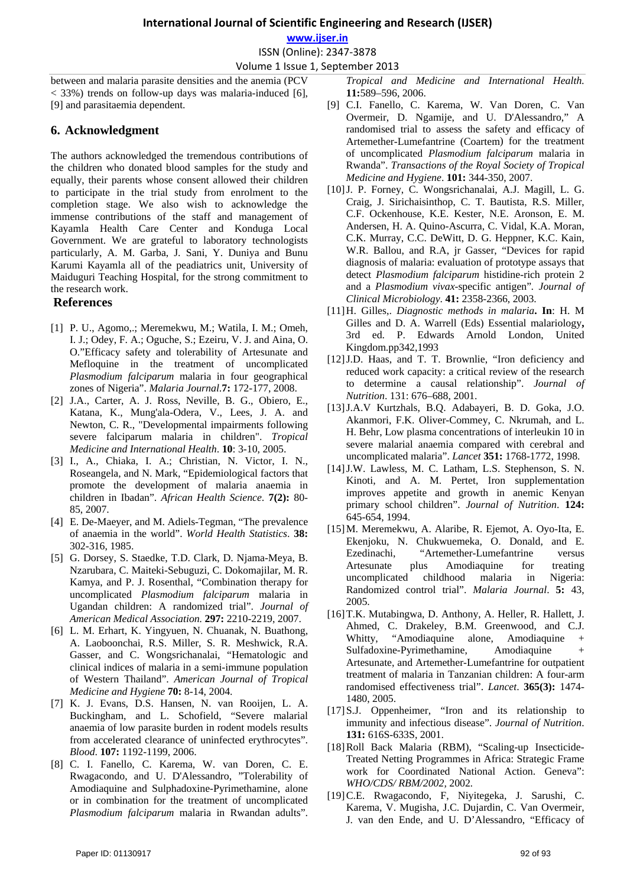between and malaria parasite densities and the anemia (PCV < 33%) trends on follow-up days was malaria-induced [6], [9] and parasitaemia dependent.

## 6. Acknowledgment

The authors acknowledged the tremendous contributions of the children who donated blood samples for the study and equally, their parents whose consent allowed their children to participate in the trial study from enrolment to the completion stage. We also wish to acknowledge the immense contributions of the staff and management of Kayamla Health Care Center and Konduga Local Government. We are grateful to laboratory technologists particularly, A. M. Garba, J. Sani, Y. Duniya and Bunu Karumi Kayamla all of the peadiatrics unit, University of Maiduguri Teaching Hospital, for the strong commitment to the research work.

## References

[1] P. U., Agomo,.; Meremekwu, M.; Watila, I. M.; Omeh, I. J.; Odey, F. A.; Oguche, S.; Ezeiru, V. J. and Aina, O. O."Efficacy safety and tolerability of Artesunate and Mefloquine in the treatment of uncomplicated *Plasmodium falciparum* malaria in four geographical zones of Nigeria". *Malaria Journal*.**7:** 172-177, 2008.

[2] J.A., Carter, A. J. Ross, Neville, B. G., Obiero, E., Katana, K., Mung'ala-Odera, V., Lees, J. A. and Newton, C. R., "Developmental impairments following severe falciparum malaria in children". *Tropical Medicine and International Health*. **10**: 3-10, 2005.

[3] I., A., Chiaka, I. A.; Christian, N. Victor, I. N., Roseangela, and N. Mark, "Epidemiological factors that promote the development of malaria anaemia in children in Ibadan". *African Health Science*. **7(2):** 80-85, 2007.

[4] E. De-Maeyer, and M. Adiels-Tegman, "The prevalence of anaemia in the world". *World Health Statistics*. **38:** 302-316, 1985.

[5] G. Dorsey, S. Staedke, T.D. Clark, D. Njama-Meya, B. Nzarubara, C. Maiteki-Sebuguzi, C. Dokomajilar, M. R. Kamya, and P. J. Rosenthal, "Combination therapy for uncomplicated *Plasmodium falciparum* malaria in Ugandan children: A randomized trial". *Journal of American Medical Association.* **297:** 2210-2219, 2007.

[6] L. M. Erhart, K. Yingyuen, N. Chuanak, N. Buathong, A. Laoboonchai, R.S. Miller, S. R. Meshwick, R.A. Gasser, and C. Wongsrichanalai, "Hematologic and clinical indices of malaria in a semi-immune population of Western Thailand". *American Journal of Tropical Medicine and Hygiene* **70:** 8-14, 2004.

[7] K. J. Evans, D.S. Hansen, N. van Rooijen, L. A. Buckingham, and L. Schofield, "Severe malarial anaemia of low parasite burden in rodent models results from accelerated clearance of uninfected erythrocytes". *Blood*. **107:** 1192-1199, 2006.

[8] C. I. Fanello, C. Karema, W. van Doren, C. E. Rwagacondo, and U. D'Alessandro, "Tolerability of Amodiaquine and Sulphadoxine-Pyrimethamine, alone or in combination for the treatment of uncomplicated *Plasmodium falciparum* malaria in Rwandan adults". *Tropical and Medicine and International Health.* **11:**589–596, 2006.

[9] C.I. Fanello, C. Karema, W. Van Doren, C. Van Overmeir, D. Ngamije, and U. D'Alessandro," A randomised trial to assess the safety and efficacy of Artemether-Lumefantrine (Coartem) for the treatment of uncomplicated *Plasmodium falciparum* malaria in Rwanda". *Transactions of the Royal Society of Tropical Medicine and Hygiene*. **101:** 344-350, 2007.

[10] J. P. Forney, C. Wongsrichanalai, A.J. Magill, L. G. Craig, J. Sirichaisinthop, C. T. Bautista, R.S. Miller, C.F. Ockenhouse, K.E. Kester, N.E. Aronson, E. M. Andersen, H. A. Quino-Ascurra, C. Vidal, K.A. Moran, C.K. Murray, C.C. DeWitt, D. G. Heppner, K.C. Kain, W.R. Ballou, and R.A, jr Gasser, "Devices for rapid diagnosis of malaria: evaluation of prototype assays that detect *Plasmodium falciparum* histidine-rich protein 2 and a *Plasmodium vivax*-specific antigen". *Journal of Clinical Microbiology*. **41:** 2358-2366, 2003.

[11] H. Gilles,. *Diagnostic methods in malaria***. In**: H. M Gilles and D. A. Warrell (Eds) Essential malariology**,** 3rd ed. P. Edwards Arnold London, United Kingdom.pp342,1993

[12] J.D. Haas, and T. T. Brownlie, "Iron deficiency and reduced work capacity: a critical review of the research to determine a causal relationship". *Journal of Nutrition*. 131: 676–688, 2001.

[13] J.A.V Kurtzhals, B.Q. Adabayeri, B. D. Goka, J.O. Akanmori, F.K. Oliver-Commey, C. Nkrumah, and L. H. Behr, Low plasma concentrations of interleukin 10 in severe malarial anaemia compared with cerebral and uncomplicated malaria". *Lancet* **351:** 1768-1772, 1998.

[14] J.W. Lawless, M. C. Latham, L.S. Stephenson, S. N. Kinoti, and A. M. Pertet, Iron supplementation improves appetite and growth in anemic Kenyan primary school children". *Journal of Nutrition*. **124:** 645-654, 1994.

[15] M. Meremekwu, A. Alaribe, R. Ejemot, A. Oyo-Ita, E. Ekenjoku, N. Chukwuemeka, O. Donald, and E. Ezedinachi, "Artemether-Lumefantrine versus Artesunate plus Amodiaquine for treating uncomplicated childhood malaria in Nigeria: Randomized control trial". *Malaria Journal*. **5:** 43, 2005.

[16] T.K. Mutabingwa, D. Anthony, A. Heller, R. Hallett, J. Ahmed, C. Drakeley, B.M. Greenwood, and C.J. Whitty, "Amodiaquine alone, Amodiaquine + Sulfadoxine-Pyrimethamine, Amodiaquine + Artesunate, and Artemether-Lumefantrine for outpatient treatment of malaria in Tanzanian children: A four-arm randomised effectiveness trial". *Lancet*. **365(3):** 1474-1480, 2005.

[17] S.J. Oppenheimer, "Iron and its relationship to immunity and infectious disease". *Journal of Nutrition*. **131:** 616S-633S, 2001.

[18] Roll Back Malaria (RBM), "Scaling-up Insecticide-Treated Netting Programmes in Africa: Strategic Frame work for Coordinated National Action. Geneva": *WHO/CDS/ RBM/2002*, 2002.

[19] C.E. Rwagacondo, F, Niyitegeka, J. Sarushi, C. Karema, V. Mugisha, J.C. Dujardin, C. Van Overmeir, J. van den Ende, and U. D'Alessandro, "Efficacy of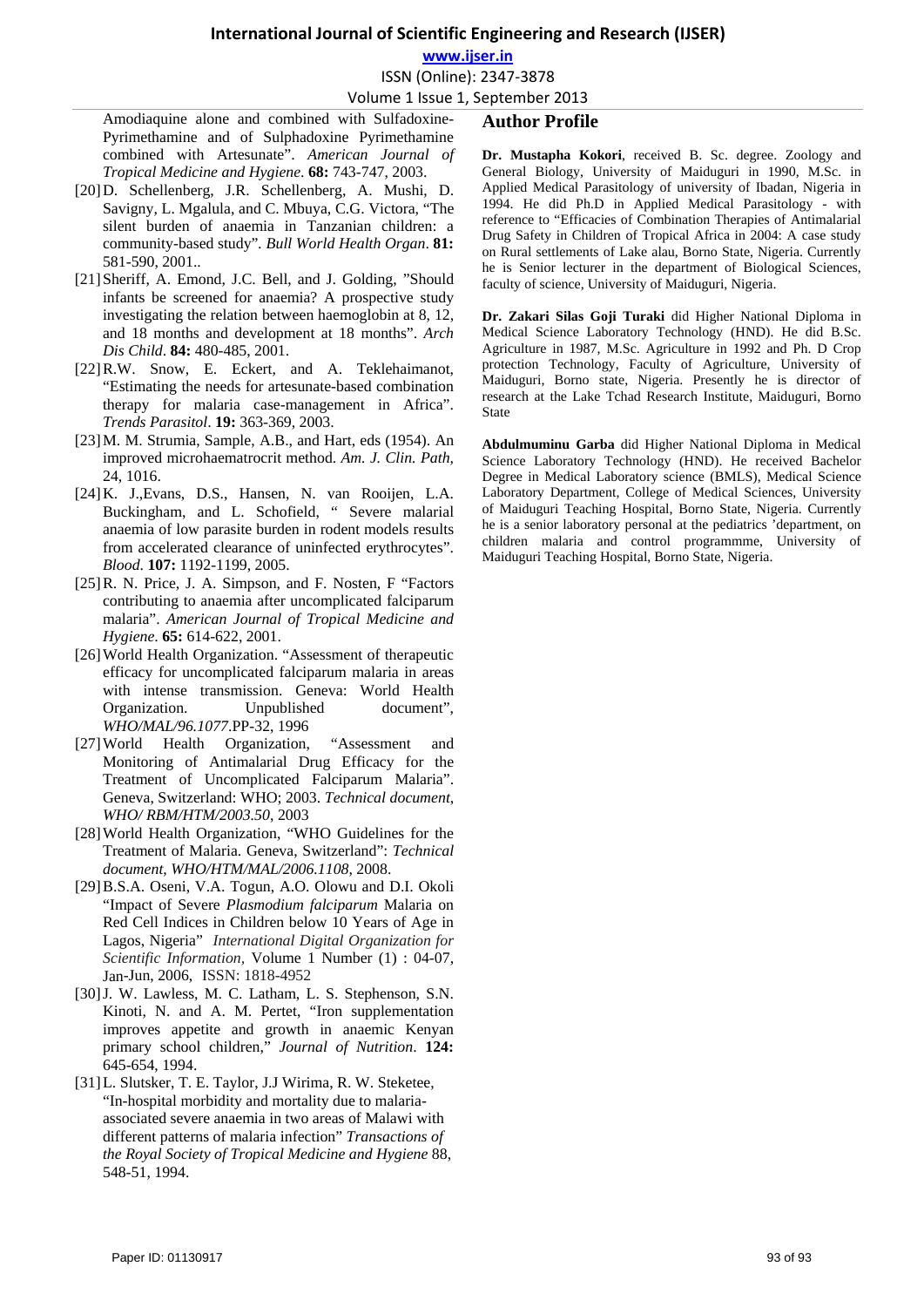Amodiaquine alone and combined with Sulfadoxine-Pyrimethamine and of Sulphadoxine Pyrimethamine combined with Artesunate". *American Journal of Tropical Medicine and Hygiene*. **68:** 743-747, 2003.

[20] D. Schellenberg, J.R. Schellenberg, A. Mushi, D. Savigny, L. Mgalula, and C. Mbuya, C.G. Victora, "The silent burden of anaemia in Tanzanian children: a community-based study". *Bull World Health Organ*. **81:** 581-590, 2001..

[21] Sheriff, A. Emond, J.C. Bell, and J. Golding, "Should infants be screened for anaemia? A prospective study investigating the relation between haemoglobin at 8, 12, and 18 months and development at 18 months". *Arch Dis Child*. **84:** 480-485, 2001.

[22] R.W. Snow, E. Eckert, and A. Teklehaimanot, "Estimating the needs for artesunate-based combination therapy for malaria case-management in Africa". *Trends Parasitol*. **19:** 363-369, 2003.

[23] M. M. Strumia, Sample, A.B., and Hart, eds (1954). An improved microhaematrocrit method. *Am. J. Clin. Path,* 24, 1016.

[24] K. J.,Evans, D.S., Hansen, N. van Rooijen, L.A. Buckingham, and L. Schofield, " Severe malarial anaemia of low parasite burden in rodent models results from accelerated clearance of uninfected erythrocytes". *Blood*. **107:** 1192-1199, 2005.

[25] R. N. Price, J. A. Simpson, and F. Nosten, F "Factors contributing to anaemia after uncomplicated falciparum malaria". *American Journal of Tropical Medicine and Hygiene*. **65:** 614-622, 2001.

[26] World Health Organization. "Assessment of therapeutic efficacy for uncomplicated falciparum malaria in areas with intense transmission. Geneva: World Health Organization. Unpublished document", *WHO/MAL/96.1077*.PP-32, 1996

[27] World Health Organization, "Assessment and Monitoring of Antimalarial Drug Efficacy for the Treatment of Uncomplicated Falciparum Malaria". Geneva, Switzerland: WHO; 2003. *Technical document, WHO/ RBM/HTM/2003.50*, 2003

[28] World Health Organization, "WHO Guidelines for the Treatment of Malaria. Geneva, Switzerland": *Technical document, WHO/HTM/MAL/2006.1108*, 2008.

[29] B.S.A. Oseni, V.A. Togun, A.O. Olowu and D.I. Okoli "Impact of Severe *Plasmodium falciparum* Malaria on Red Cell Indices in Children below 10 Years of Age in Lagos, Nigeria" *International Digital Organization for Scientific Information,* Volume 1 Number (1) : 04-07, Jan-Jun, 2006, ISSN: 1818-4952

[30] J. W. Lawless, M. C. Latham, L. S. Stephenson, S.N. Kinoti, N. and A. M. Pertet, "Iron supplementation improves appetite and growth in anaemic Kenyan primary school children," *Journal of Nutrition*. **124:** 645-654, 1994.

[31] L. Slutsker, T. E. Taylor, J.J Wirima, R. W. Steketee, "In-hospital morbidity and mortality due to malaria-associated severe anaemia in two areas of Malawi with different patterns of malaria infection" *Transactions of the Royal Society of Tropical Medicine and Hygiene* 88, 548-51, 1994.

## Author Profile

**Dr. Mustapha Kokori**, received B. Sc. degree. Zoology and General Biology, University of Maiduguri in 1990, M.Sc. in Applied Medical Parasitology of university of Ibadan, Nigeria in 1994. He did Ph.D in Applied Medical Parasitology - with reference to "Efficacies of Combination Therapies of Antimalarial Drug Safety in Children of Tropical Africa in 2004: A case study on Rural settlements of Lake alau, Borno State, Nigeria. Currently he is Senior lecturer in the department of Biological Sciences, faculty of science, University of Maiduguri, Nigeria.

**Dr. Zakari Silas Goji Turaki** did Higher National Diploma in Medical Science Laboratory Technology (HND). He did B.Sc. Agriculture in 1987, M.Sc. Agriculture in 1992 and Ph. D Crop protection Technology, Faculty of Agriculture, University of Maiduguri, Borno state, Nigeria. Presently he is director of research at the Lake Tchad Research Institute, Maiduguri, Borno State

**Abdulmuminu Garba** did Higher National Diploma in Medical Science Laboratory Technology (HND). He received Bachelor Degree in Medical Laboratory science (BMLS), Medical Science Laboratory Department, College of Medical Sciences, University of Maiduguri Teaching Hospital, Borno State, Nigeria. Currently he is a senior laboratory personal at the pediatrics 'department, on children malaria and control programmme, University of Maiduguri Teaching Hospital, Borno State, Nigeria.